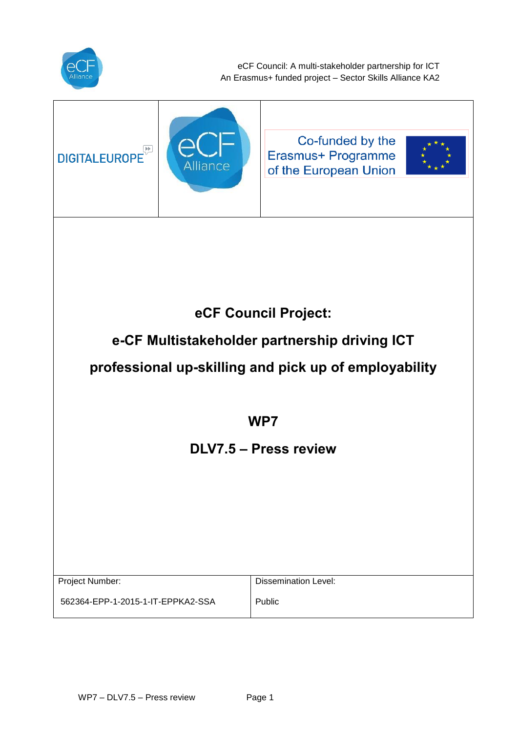eCF Council: A multi-stakeholder partnership for ICT
An Erasmus+ funded project – Sector Skills Alliance KA2

DIGITALEUROPE

eCF Alliance

Co-funded by the Erasmus+ Programme of the European Union

# eCF Council Project:

# e-CF Multistakeholder partnership driving ICT professional up-skilling and pick up of employability

## WP7

## DLV7.5 – Press review

| Project Number: | Dissemination Level: |
|---|---|
| 562364-EPP-1-2015-1-IT-EPPKA2-SSA | Public |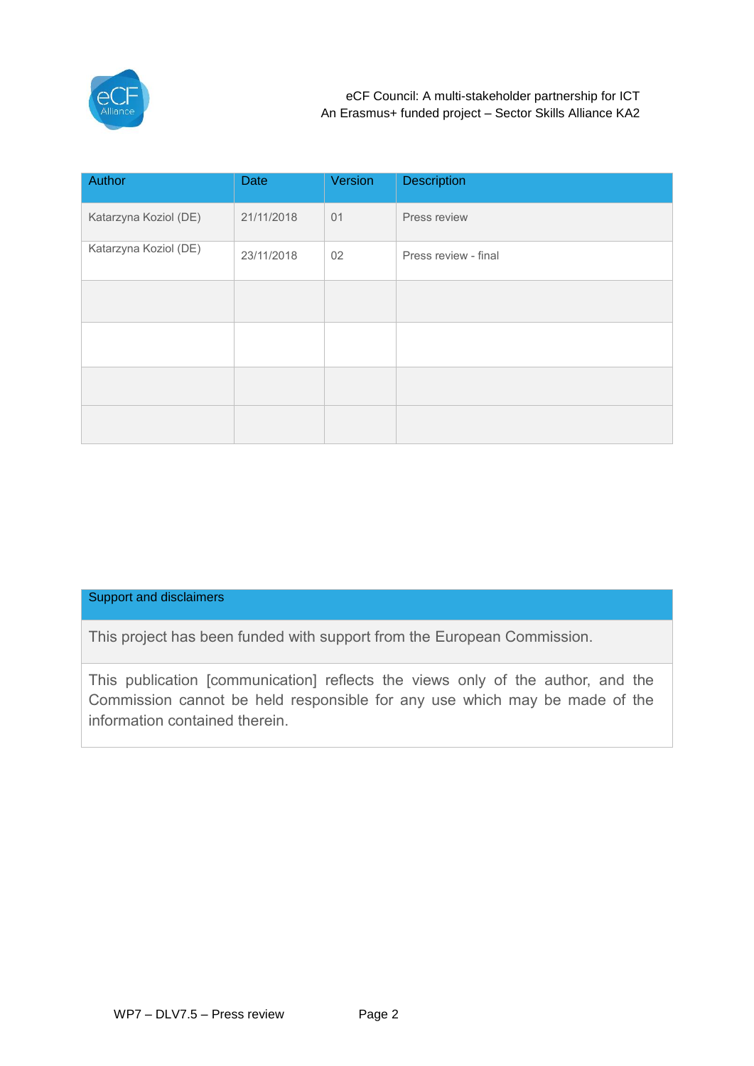| Author | Date | Version | Description |
|---|---|---|---|
| Katarzyna Koziol (DE) | 21/11/2018 | 01 | Press review |
| Katarzyna Koziol (DE) | 23/11/2018 | 02 | Press review - final |
| | | | |
| | | | |
| | | | |
| | | | |

| Support and disclaimers |
|---|
| This project has been funded with support from the European Commission. |
| This publication [communication] reflects the views only of the author, and the Commission cannot be held responsible for any use which may be made of the information contained therein. |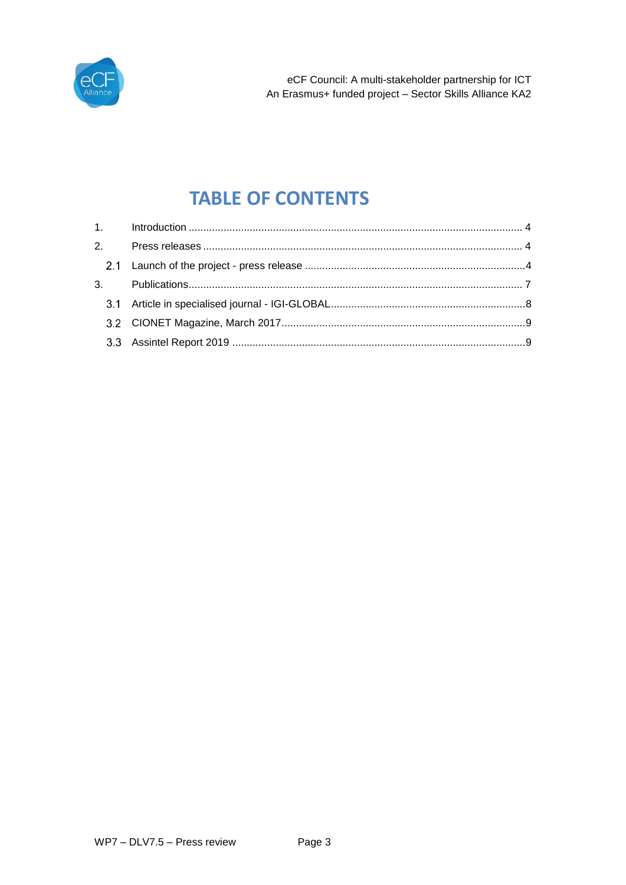# TABLE OF CONTENTS

1. Introduction ..... 4
2. Press releases ..... 4
   2.1 Launch of the project - press release ..... 4
3. Publications ..... 7
   3.1 Article in specialised journal - IGI-GLOBAL ..... 8
   3.2 CIONET Magazine, March 2017 ..... 9
   3.3 Assintel Report 2019 ..... 9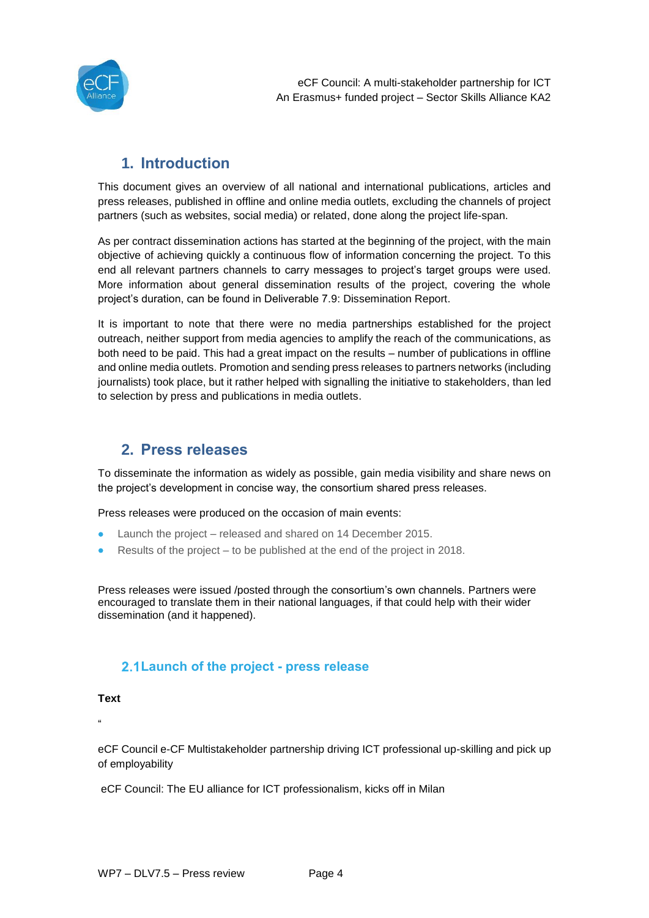## 1. Introduction

This document gives an overview of all national and international publications, articles and press releases, published in offline and online media outlets, excluding the channels of project partners (such as websites, social media) or related, done along the project life-span.

As per contract dissemination actions has started at the beginning of the project, with the main objective of achieving quickly a continuous flow of information concerning the project. To this end all relevant partners channels to carry messages to project's target groups were used. More information about general dissemination results of the project, covering the whole project's duration, can be found in Deliverable 7.9: Dissemination Report.

It is important to note that there were no media partnerships established for the project outreach, neither support from media agencies to amplify the reach of the communications, as both need to be paid. This had a great impact on the results – number of publications in offline and online media outlets. Promotion and sending press releases to partners networks (including journalists) took place, but it rather helped with signalling the initiative to stakeholders, than led to selection by press and publications in media outlets.

## 2. Press releases

To disseminate the information as widely as possible, gain media visibility and share news on the project's development in concise way, the consortium shared press releases.

Press releases were produced on the occasion of main events:

- Launch the project – released and shared on 14 December 2015.
- Results of the project – to be published at the end of the project in 2018.

Press releases were issued /posted through the consortium's own channels. Partners were encouraged to translate them in their national languages, if that could help with their wider dissemination (and it happened).

### 2.1 Launch of the project - press release

**Text**

"

eCF Council e-CF Multistakeholder partnership driving ICT professional up-skilling and pick up of employability

eCF Council: The EU alliance for ICT professionalism, kicks off in Milan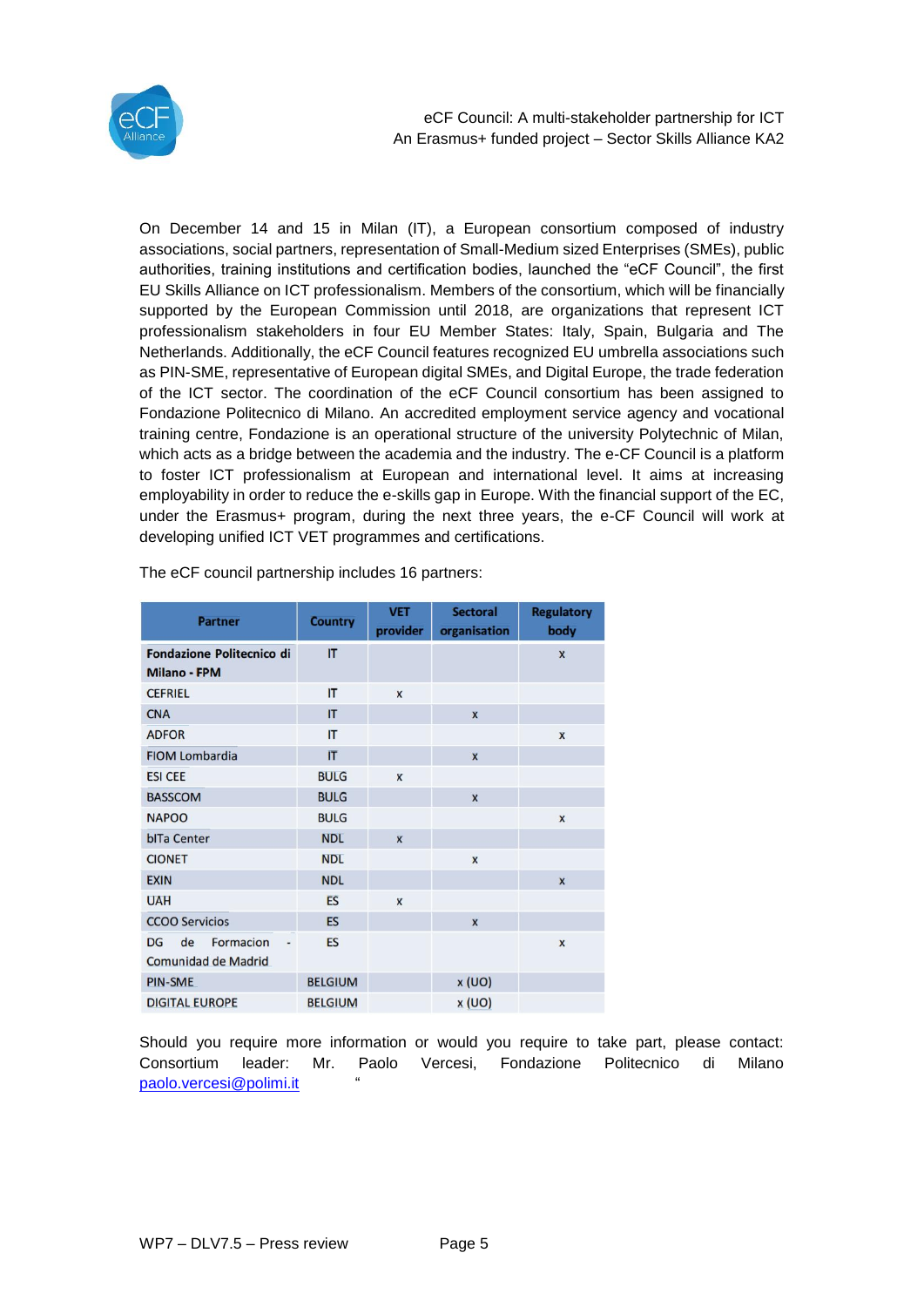On December 14 and 15 in Milan (IT), a European consortium composed of industry associations, social partners, representation of Small-Medium sized Enterprises (SMEs), public authorities, training institutions and certification bodies, launched the "eCF Council", the first EU Skills Alliance on ICT professionalism. Members of the consortium, which will be financially supported by the European Commission until 2018, are organizations that represent ICT professionalism stakeholders in four EU Member States: Italy, Spain, Bulgaria and The Netherlands. Additionally, the eCF Council features recognized EU umbrella associations such as PIN-SME, representative of European digital SMEs, and Digital Europe, the trade federation of the ICT sector. The coordination of the eCF Council consortium has been assigned to Fondazione Politecnico di Milano. An accredited employment service agency and vocational training centre, Fondazione is an operational structure of the university Polytechnic of Milan, which acts as a bridge between the academia and the industry. The e-CF Council is a platform to foster ICT professionalism at European and international level. It aims at increasing employability in order to reduce the e-skills gap in Europe. With the financial support of the EC, under the Erasmus+ program, during the next three years, the e-CF Council will work at developing unified ICT VET programmes and certifications.

The eCF council partnership includes 16 partners:

| Partner | Country | VET provider | Sectoral organisation | Regulatory body |
|---|---|---|---|---|
| **Fondazione Politecnico di Milano - FPM** | IT | | | x |
| CEFRIEL | IT | x | | |
| CNA | IT | | x | |
| ADFOR | IT | | | x |
| FIOM Lombardia | IT | | x | |
| ESI CEE | BULG | x | | |
| BASSCOM | BULG | | x | |
| NAPOO | BULG | | | x |
| bITa Center | NDL | x | | |
| CIONET | NDL | | x | |
| EXIN | NDL | | | x |
| UAH | ES | x | | |
| CCOO Servicios | ES | | x | |
| DG de Formacion - Comunidad de Madrid | ES | | | x |
| PIN-SME | BELGIUM | | x (UO) | |
| DIGITAL EUROPE | BELGIUM | | x (UO) | |

Should you require more information or would you require to take part, please contact: Consortium leader: Mr. Paolo Vercesi, Fondazione Politecnico di Milano [paolo.vercesi@polimi.it](mailto:paolo.vercesi@polimi.it) "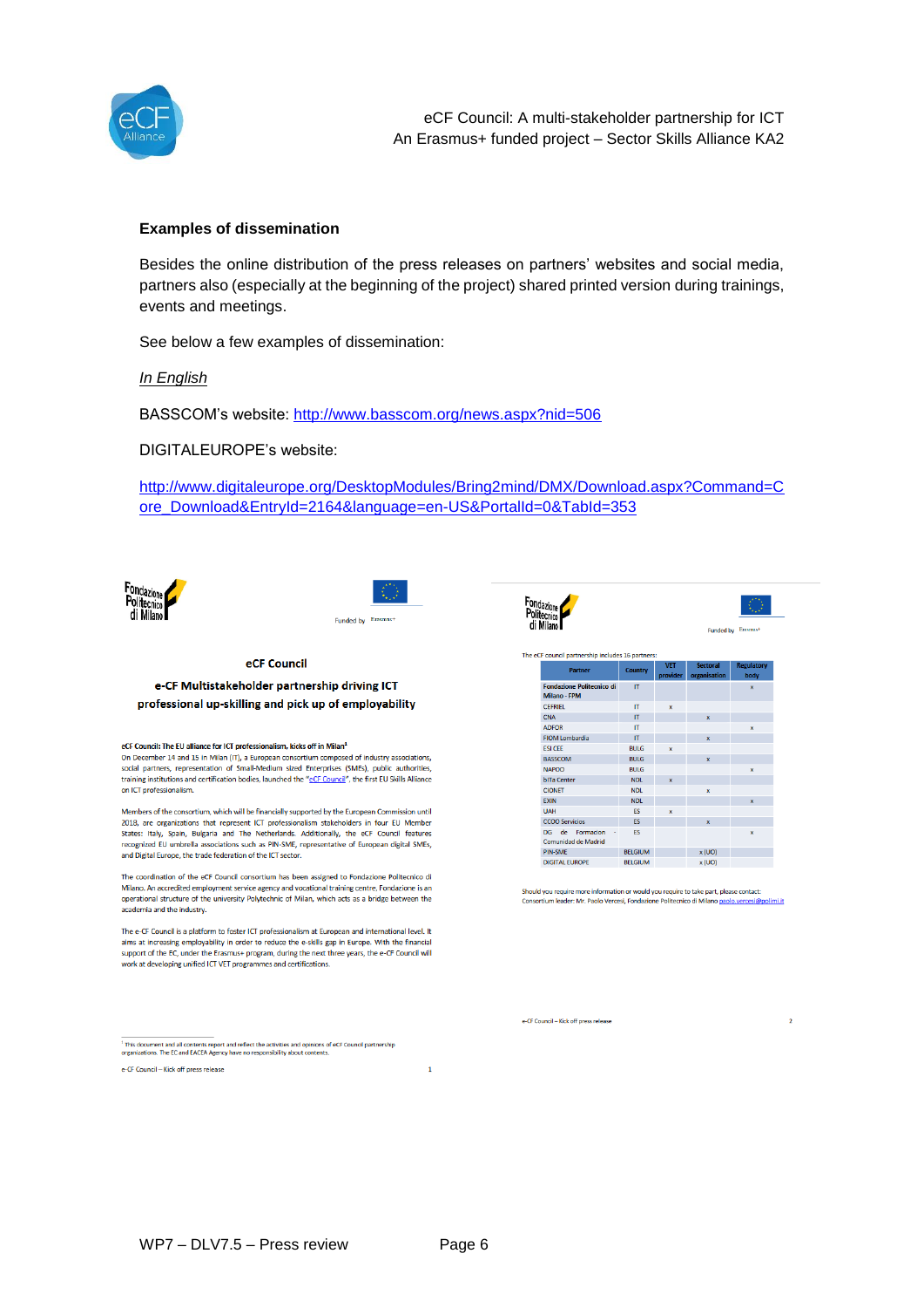#### Examples of dissemination

Besides the online distribution of the press releases on partners' websites and social media, partners also (especially at the beginning of the project) shared printed version during trainings, events and meetings.

See below a few examples of dissemination:

*In English*

BASSCOM's website: http://www.basscom.org/news.aspx?nid=506

DIGITALEUROPE's website:

http://www.digitaleurope.org/DesktopModules/Bring2mind/DMX/Download.aspx?Command=Core_Download&EntryId=2164&language=en-US&PortalId=0&TabId=353

Fondazione Politecnico di Milano

Funded by Erasmus+

**eCF Council**

**e-CF Multistakeholder partnership driving ICT professional up-skilling and pick up of employability**

**eCF Council: The EU alliance for ICT professionalism, kicks off in Milan[1]**

On December 14 and 15 in Milan (IT), a European consortium composed of industry associations, social partners, representation of Small-Medium sized Enterprises (SMEs), public authorities, training institutions and certification bodies, launched the "eCF Council", the first EU Skills Alliance on ICT professionalism.

Members of the consortium, which will be financially supported by the European Commission until 2018, are organizations that represent ICT professionalism stakeholders in four EU Member States: Italy, Spain, Bulgaria and The Netherlands. Additionally, the eCF Council features recognized EU umbrella associations such as PIN-SME, representative of European digital SMEs, and Digital Europe, the trade federation of the ICT sector.

The coordination of the eCF Council consortium has been assigned to Fondazione Politecnico di Milano. An accredited employment service agency and vocational training centre, Fondazione is an operational structure of the university Polytechnic of Milan, which acts as a bridge between the academia and the industry.

The e-CF Council is a platform to foster ICT professionalism at European and international level. It aims at increasing employability in order to reduce the e-skills gap in Europe. With the financial support of the EC, under the Erasmus+ program, during the next three years, the e-CF Council will work at developing unified ICT VET programmes and certifications.

[1] This document and all contents report and reflect the activities and opinions of eCF Council partnership organizations. The EC and EACEA Agency have no responsibility about contents.

e-CF Council – Kick off press release 1

Fondazione Politecnico di Milano

Funded by Erasmus+

The eCF council partnership includes 16 partners:

| Partner | Country | VET provider | Sectoral organisation | Regulatory body |
|---|---|---|---|---|
| Fondazione Politecnico di Milano - FPM | IT | | | x |
| CEFRIEL | IT | x | | |
| CNA | IT | | x | |
| ADFOR | IT | | | x |
| FIOM Lombardia | IT | | x | |
| ESI CEE | BULG | x | | |
| BASSCOM | BULG | | x | |
| NAPOO | BULG | | | x |
| biTa Center | NDL | x | | |
| CIONET | NDL | | x | |
| EXIN | NDL | | | x |
| UAH | ES | x | | |
| CCOO Servicios | ES | | x | |
| DG de Formacion - Comunidad de Madrid | ES | | | x |
| PIN-SME | BELGIUM | | x (UO) | |
| DIGITAL EUROPE | BELGIUM | | x (UO) | |

Should you require more information or would you require to take part, please contact: Consortium leader: Mr. Paolo Vercesi, Fondazione Politecnico di Milano paolo.vercesi@polimi.it

e-CF Council – Kick off press release 2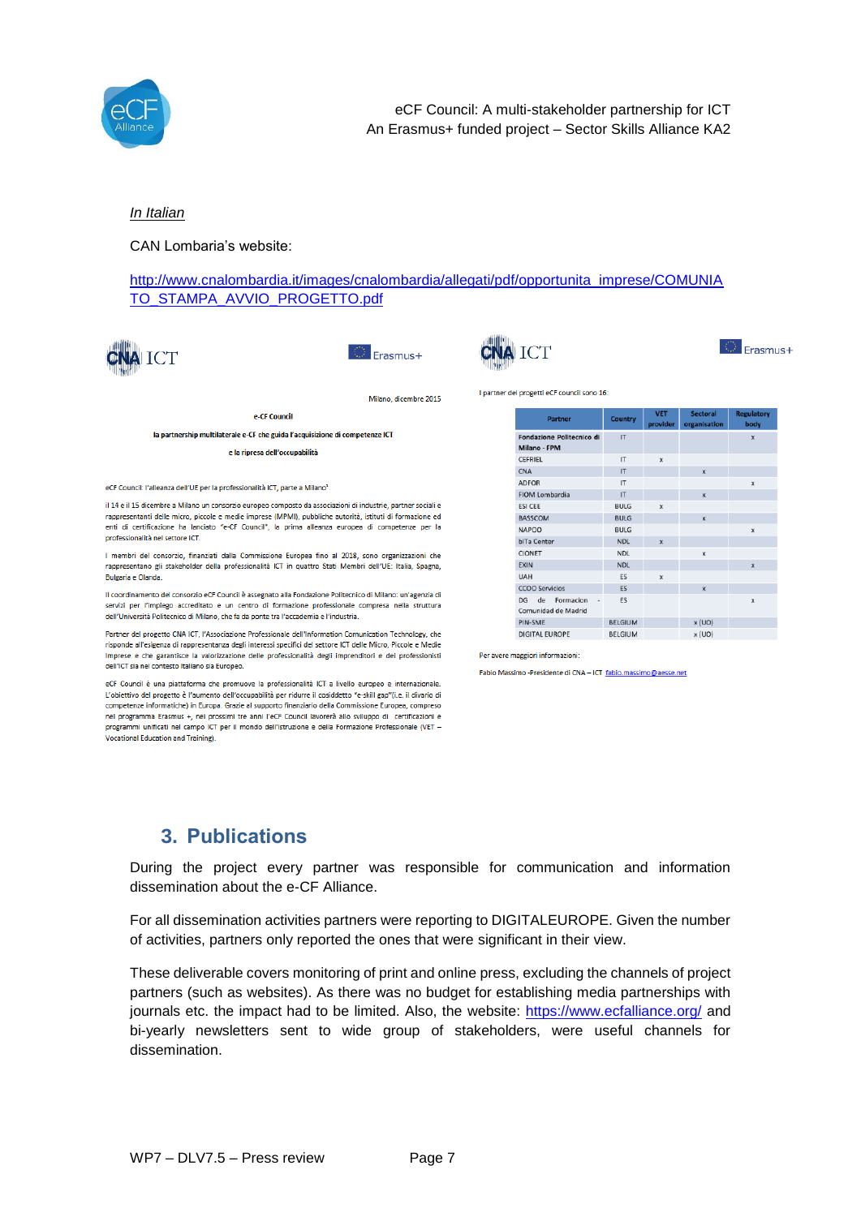*In Italian*

CAN Lombaria's website:

http://www.cnalombardia.it/images/cnalombardia/allegati/pdf/opportunita_imprese/COMUNIATO_STAMPA_AVVIO_PROGETTO.pdf

CNA ICT        Erasmus+

Milano, dicembre 2015

**e-CF Council**

**la partnership multilaterale e-CF che guida l'acquisizione di competenze ICT**

**e la ripresa dell'occupabilità**

eCF Council: l'alleanza dell'UE per la professionalità ICT, parte a Milano¹

Il 14 e il 15 dicembre a Milano un consorzio europeo composto da associazioni di industrie, partner sociali e rappresentanti delle micro, piccole e medie imprese (MPMI), pubbliche autorità, istituti di formazione ed enti di certificazione ha lanciato "e-CF Council", la prima alleanza europea di competenze per la professionalità nel settore ICT.

I membri del consorzio, finanziati dalla Commissione Europea fino al 2018, sono organizzazioni che rappresentano gli stakeholder della professionalità ICT in quattro Stati Membri dell'UE: Italia, Spagna, Bulgaria e Olanda.

Il coordinamento del consorzio eCF Council è assegnato alla Fondazione Politecnico di Milano: un'agenzia di servizi per l'impiego accreditato e un centro di formazione professionale compresa nella struttura dell'Università Politecnico di Milano, che fa da ponte tra l'accademia e l'industria.

Partner del progetto CNA ICT, l'Associazione Professionale dell'Information Comunication Technology, che risponde all'esigenza di rappresentanza degli interessi specifici del settore ICT delle Micro, Piccole e Medie Imprese e che garantisce la valorizzazione delle professionalità degli imprenditori e dei professionisti dell'ICT sia nel contesto italiano sia Europeo.

eCF Council è una piattaforma che promuove la professionalità ICT a livello europeo e internazionale. L'obiettivo del progetto è l'aumento dell'occupabilità per ridurre il cosiddetto "e-skill gap"(i.e. il divario di competenze informatiche) in Europa. Grazie al supporto finanziario della Commissione Europea, compreso nel programma Erasmus +, nei prossimi tre anni l'eCF Council lavorerà allo sviluppo di certificazioni e programmi unificati nel campo ICT per il mondo dell'istruzione e della Formazione Professionale (VET – Vocational Education and Training).

CNA ICT        Erasmus+

I partner del progetti eCF council sono 16

| Partner | Country | VET provider | Sectoral organisation | Regulatory body |
|---|---|---|---|---|
| **Fondazione Politecnico di Milano - FPM** | IT | | | x |
| CEFRIEL | IT | x | | |
| CNA | IT | | x | |
| ADFOR | IT | | | x |
| FIOM Lombardia | IT | | x | |
| ESI CEE | BULG | x | | |
| BASSCOM | BULG | | x | |
| NAPOO | BULG | | | x |
| biTa Center | NDL | x | | |
| CIONET | NDL | | x | |
| EXIN | NDL | | | x |
| UAH | ES | x | | |
| CCOO Servicios | ES | | x | |
| DG de Formacion - Comunidad de Madrid | ES | | | x |
| PIN-SME | BELGIUM | | x (UO) | |
| DIGITAL EUROPE | BELGIUM | | x (UO) | |

Per avere maggiori informazioni:

Fabio Massimo -Presidente di CNA – ICT fabio.massimo@aesse.net

## 3. Publications

During the project every partner was responsible for communication and information dissemination about the e-CF Alliance.

For all dissemination activities partners were reporting to DIGITALEUROPE. Given the number of activities, partners only reported the ones that were significant in their view.

These deliverable covers monitoring of print and online press, excluding the channels of project partners (such as websites). As there was no budget for establishing media partnerships with journals etc. the impact had to be limited. Also, the website: https://www.ecfalliance.org/ and bi-yearly newsletters sent to wide group of stakeholders, were useful channels for dissemination.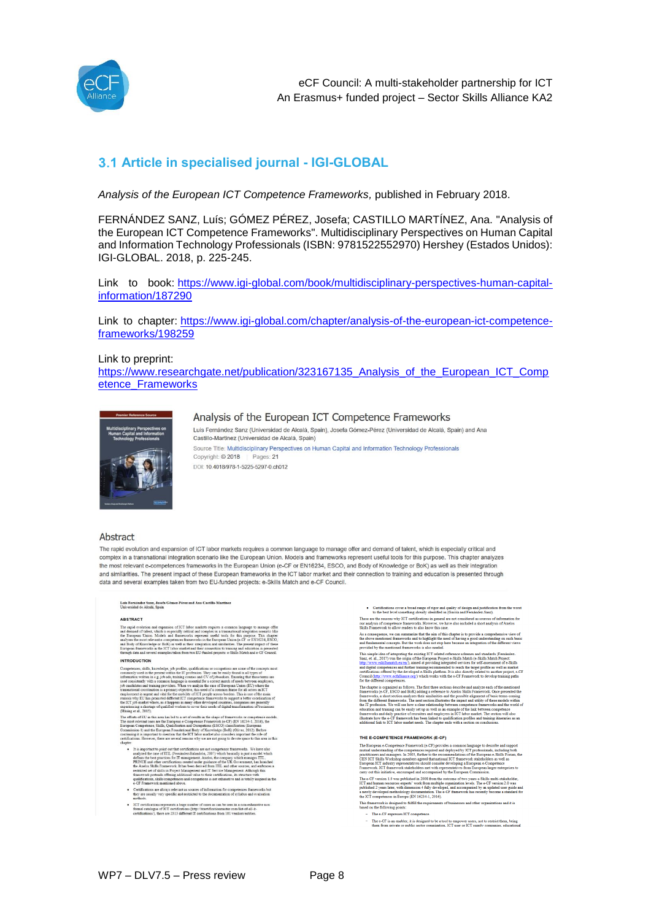## 3.1 Article in specialised journal - IGI-GLOBAL

*Analysis of the European ICT Competence Frameworks,* published in February 2018.

FERNÁNDEZ SANZ, Luís; GÓMEZ PÉREZ, Josefa; CASTILLO MARTÍNEZ, Ana. "Analysis of the European ICT Competence Frameworks". Multidisciplinary Perspectives on Human Capital and Information Technology Professionals (ISBN: 9781522552970) Hershey (Estados Unidos): IGI-GLOBAL. 2018, p. 225-245.

Link to book: https://www.igi-global.com/book/multidisciplinary-perspectives-human-capital-information/187290

Link to chapter: https://www.igi-global.com/chapter/analysis-of-the-european-ict-competence-frameworks/198259

Link to preprint:
https://www.researchgate.net/publication/323167135_Analysis_of_the_European_ICT_Competence_Frameworks

Analysis of the European ICT Competence Frameworks

Luis Fernández Sanz (Universidad de Alcalá, Spain), Josefa Gómez-Pérez (Universidad de Alcalá, Spain) and Ana Castillo-Martínez (Universidad de Alcalá, Spain)

Source Title: Multidisciplinary Perspectives on Human Capital and Information Technology Professionals

Copyright: © 2018 | Pages: 21

DOI: 10.4018/978-1-5225-5297-0.ch012

Abstract

The rapid evolution and expansion of ICT labor markets requires a common language to manage offer and demand of talent, which is especially critical and complex in a transnational integration scenario like the European Union. Models and frameworks represent useful tools for this purpose. This chapter analyzes the most relevant e-competences frameworks in the European Union (e-CF or EN16234, ESCO, and Body of Knowledge or BoK) as well as their integration and similarities. The present impact of these European frameworks in the ICT labor market and their connection to training and education is presented through data and several examples taken from two EU-funded projects: e-Skills Match and e-CF Council.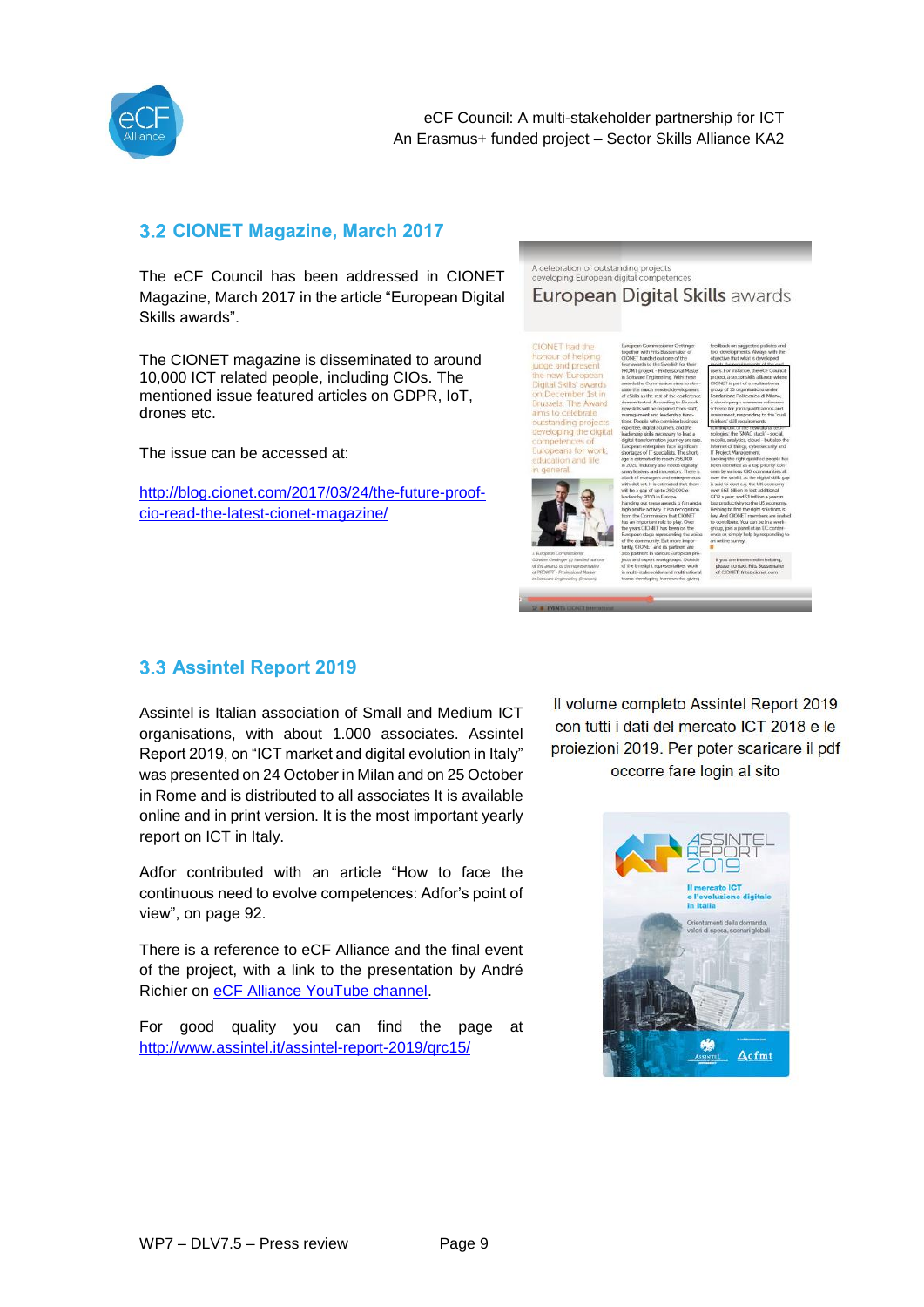## 3.2 CIONET Magazine, March 2017

The eCF Council has been addressed in CIONET Magazine, March 2017 in the article "European Digital Skills awards".

The CIONET magazine is disseminated to around 10,000 ICT related people, including CIOs. The mentioned issue featured articles on GDPR, IoT, drones etc.

The issue can be accessed at:

http://blog.cionet.com/2017/03/24/the-future-proof-cio-read-the-latest-cionet-magazine/

## 3.3 Assintel Report 2019

Assintel is Italian association of Small and Medium ICT organisations, with about 1.000 associates. Assintel Report 2019, on "ICT market and digital evolution in Italy" was presented on 24 October in Milan and on 25 October in Rome and is distributed to all associates It is available online and in print version. It is the most important yearly report on ICT in Italy.

Adfor contributed with an article "How to face the continuous need to evolve competences: Adfor's point of view", on page 92.

There is a reference to eCF Alliance and the final event of the project, with a link to the presentation by André Richier on eCF Alliance YouTube channel.

For good quality you can find the page at http://www.assintel.it/assintel-report-2019/qrc15/

Il volume completo Assintel Report 2019 con tutti i dati del mercato ICT 2018 e le proiezioni 2019. Per poter scaricare il pdf occorre fare login al sito